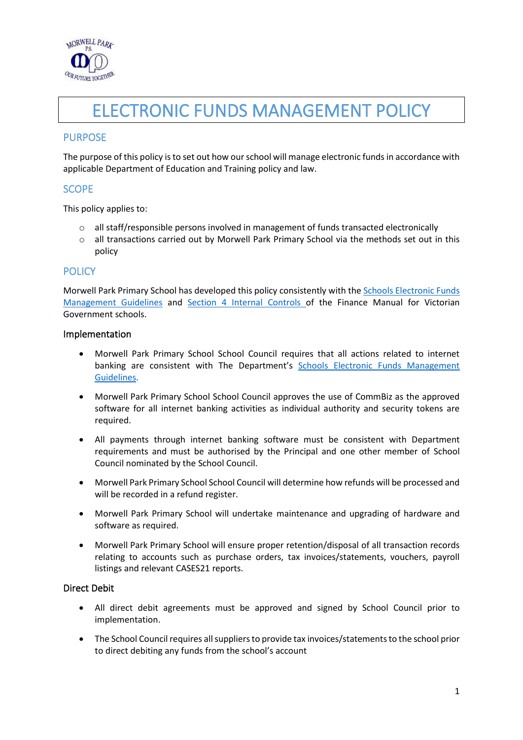# ELECTRONIC FUNDS MANAGEMENT POLICY

## PURPOSE

The purpose of this policy is to set out how our school will manage electronic funds in accordance with applicable Department of Education and Training policy and law.

## SCOPE

This policy applies to:

- all staff/responsible persons involved in management of funds transacted electronically
- all transactions carried out by Morwell Park Primary School via the methods set out in this policy

## POLICY

Morwell Park Primary School has developed this policy consistently with the Schools Electronic Funds Management Guidelines and Section 4 Internal Controls of the Finance Manual for Victorian Government schools.

### Implementation

- Morwell Park Primary School School Council requires that all actions related to internet banking are consistent with The Department's Schools Electronic Funds Management Guidelines.
- Morwell Park Primary School School Council approves the use of CommBiz as the approved software for all internet banking activities as individual authority and security tokens are required.
- All payments through internet banking software must be consistent with Department requirements and must be authorised by the Principal and one other member of School Council nominated by the School Council.
- Morwell Park Primary School School Council will determine how refunds will be processed and will be recorded in a refund register.
- Morwell Park Primary School will undertake maintenance and upgrading of hardware and software as required.
- Morwell Park Primary School will ensure proper retention/disposal of all transaction records relating to accounts such as purchase orders, tax invoices/statements, vouchers, payroll listings and relevant CASES21 reports.

### Direct Debit

- All direct debit agreements must be approved and signed by School Council prior to implementation.
- The School Council requires all suppliers to provide tax invoices/statements to the school prior to direct debiting any funds from the school's account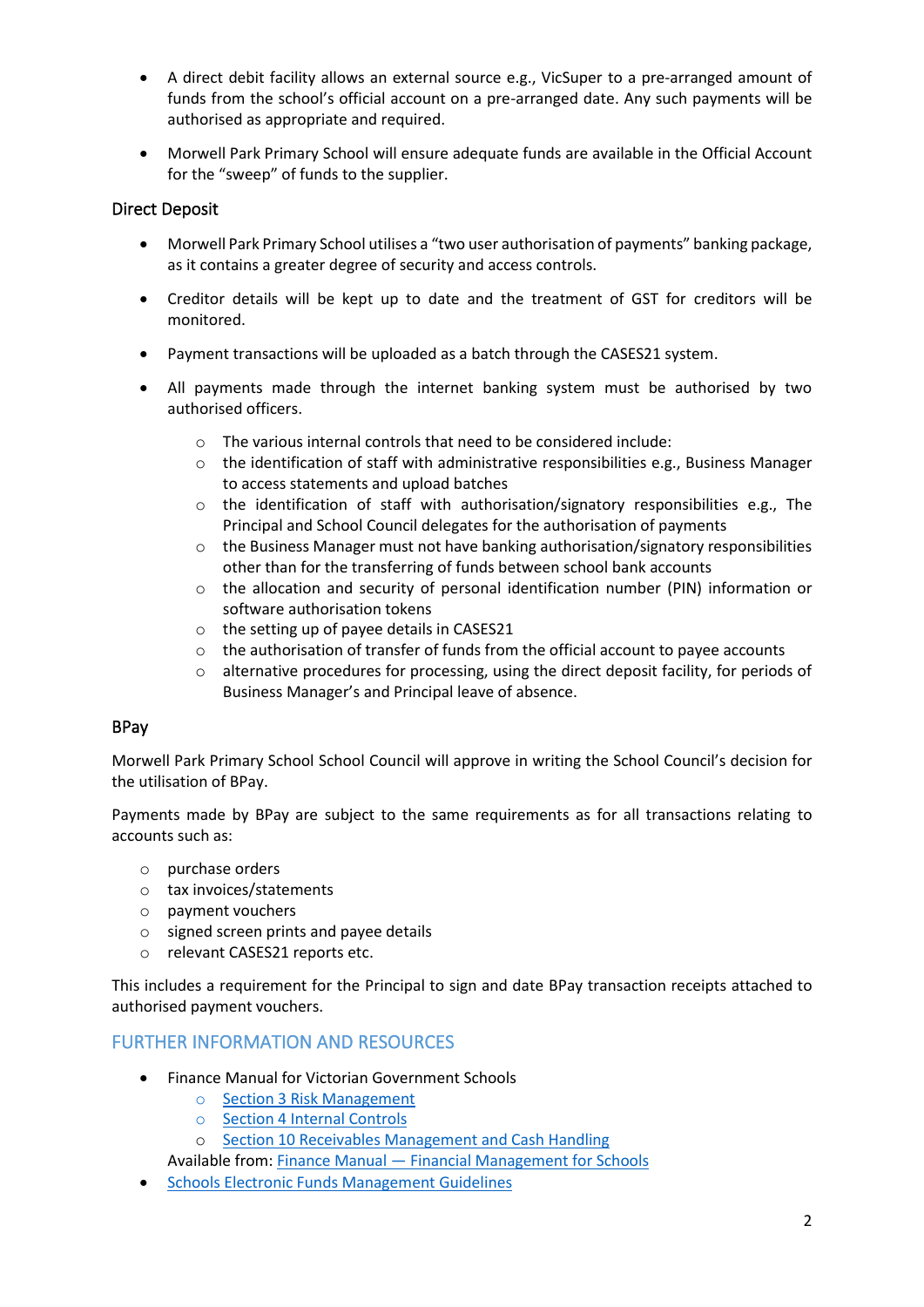- A direct debit facility allows an external source e.g., VicSuper to a pre-arranged amount of funds from the school's official account on a pre-arranged date. Any such payments will be authorised as appropriate and required.
- Morwell Park Primary School will ensure adequate funds are available in the Official Account for the "sweep" of funds to the supplier.

### Direct Deposit

- Morwell Park Primary School utilises a "two user authorisation of payments" banking package, as it contains a greater degree of security and access controls.
- Creditor details will be kept up to date and the treatment of GST for creditors will be monitored.
- Payment transactions will be uploaded as a batch through the CASES21 system.
- All payments made through the internet banking system must be authorised by two authorised officers.
    - The various internal controls that need to be considered include:
    - the identification of staff with administrative responsibilities e.g., Business Manager to access statements and upload batches
    - the identification of staff with authorisation/signatory responsibilities e.g., The Principal and School Council delegates for the authorisation of payments
    - the Business Manager must not have banking authorisation/signatory responsibilities other than for the transferring of funds between school bank accounts
    - the allocation and security of personal identification number (PIN) information or software authorisation tokens
    - the setting up of payee details in CASES21
    - the authorisation of transfer of funds from the official account to payee accounts
    - alternative procedures for processing, using the direct deposit facility, for periods of Business Manager's and Principal leave of absence.

### BPay

Morwell Park Primary School School Council will approve in writing the School Council's decision for the utilisation of BPay.

Payments made by BPay are subject to the same requirements as for all transactions relating to accounts such as:

- purchase orders
- tax invoices/statements
- payment vouchers
- signed screen prints and payee details
- relevant CASES21 reports etc.

This includes a requirement for the Principal to sign and date BPay transaction receipts attached to authorised payment vouchers.

## FURTHER INFORMATION AND RESOURCES

- Finance Manual for Victorian Government Schools
    - Section 3 Risk Management
    - Section 4 Internal Controls
    - Section 10 Receivables Management and Cash Handling

  Available from: Finance Manual — Financial Management for Schools
- Schools Electronic Funds Management Guidelines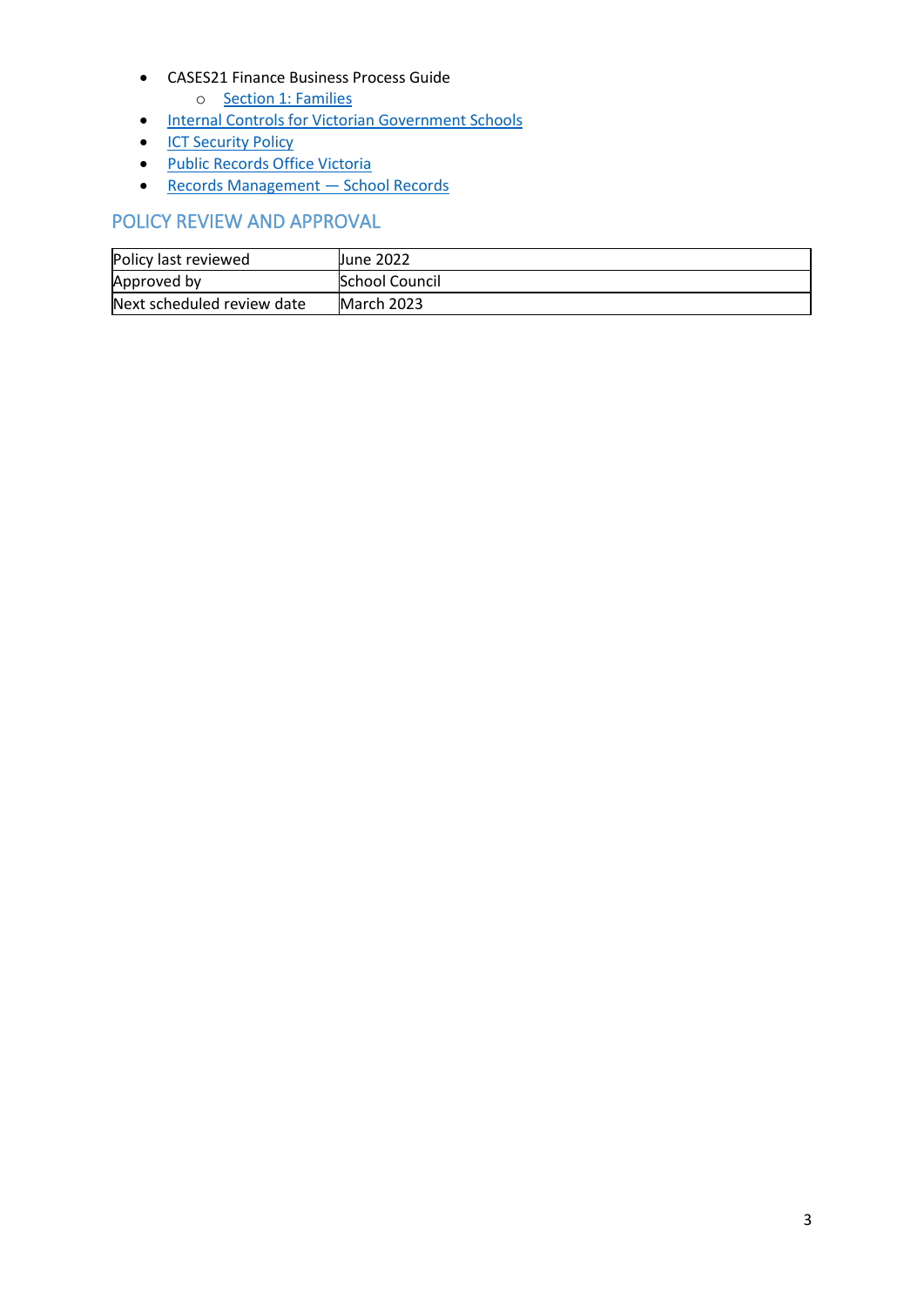- CASES21 Finance Business Process Guide
  - Section 1: Families
- Internal Controls for Victorian Government Schools
- ICT Security Policy
- Public Records Office Victoria
- Records Management — School Records

## POLICY REVIEW AND APPROVAL

| | |
|---|---|
| Policy last reviewed | June 2022 |
| Approved by | School Council |
| Next scheduled review date | March 2023 |